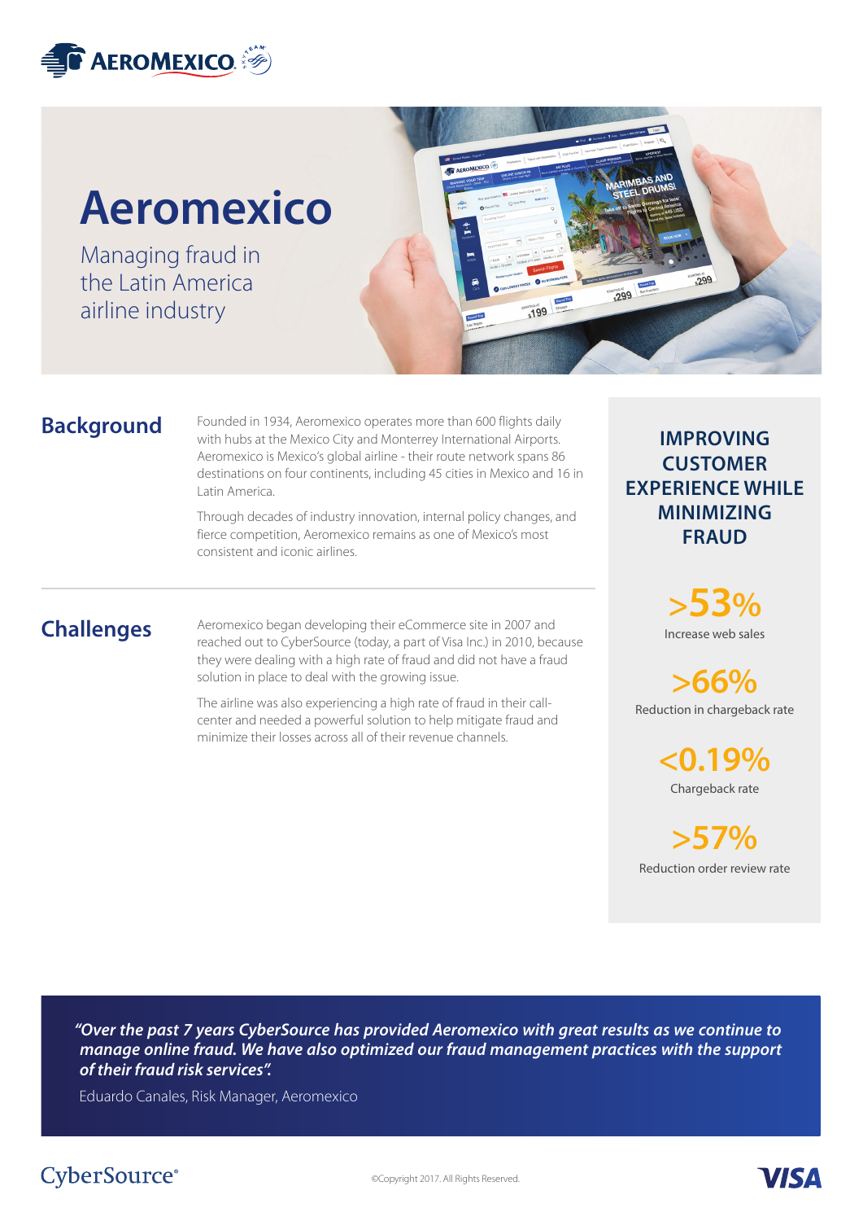# Aeromexico

Managing fraud in the Latin America airline industry

## Background

Founded in 1934, Aeromexico operates more than 600 flights daily with hubs at the Mexico City and Monterrey International Airports. Aeromexico is Mexico's global airline - their route network spans 86 destinations on four continents, including 45 cities in Mexico and 16 in Latin America.

Through decades of industry innovation, internal policy changes, and fierce competition, Aeromexico remains as one of Mexico's most consistent and iconic airlines.

## Challenges

Aeromexico began developing their eCommerce site in 2007 and reached out to CyberSource (today, a part of Visa Inc.) in 2010, because they were dealing with a high rate of fraud and did not have a fraud solution in place to deal with the growing issue.

The airline was also experiencing a high rate of fraud in their call-center and needed a powerful solution to help mitigate fraud and minimize their losses across all of their revenue channels.

## IMPROVING CUSTOMER EXPERIENCE WHILE MINIMIZING FRAUD

**>53%**
Increase web sales

**>66%**
Reduction in chargeback rate

**<0.19%**
Chargeback rate

**>57%**
Reduction order review rate

> *"Over the past 7 years CyberSource has provided Aeromexico with great results as we continue to manage online fraud. We have also optimized our fraud management practices with the support of their fraud risk services".*
>
> Eduardo Canales, Risk Manager, Aeromexico

©Copyright 2017. All Rights Reserved.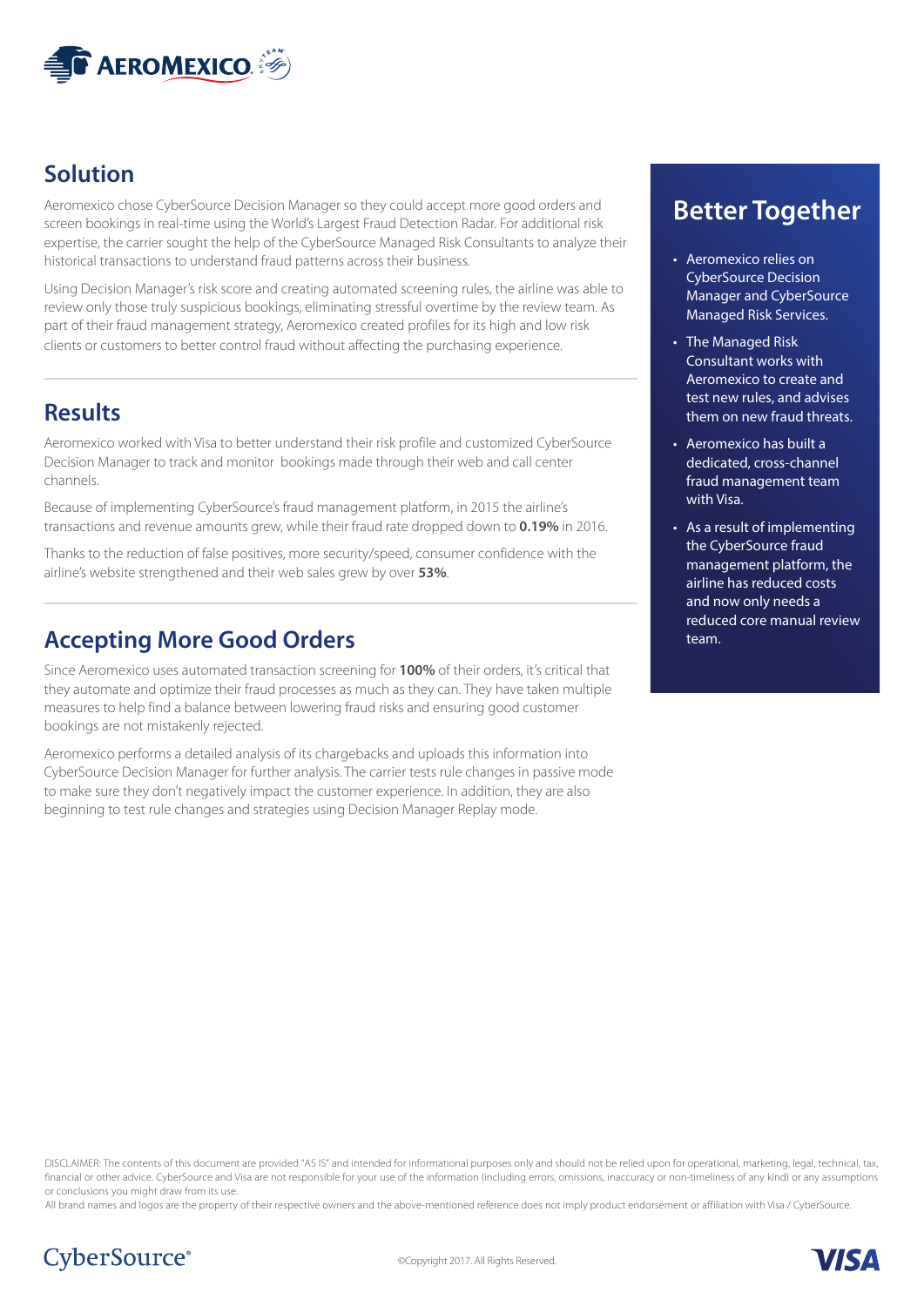## Solution

Aeromexico chose CyberSource Decision Manager so they could accept more good orders and screen bookings in real-time using the World's Largest Fraud Detection Radar. For additional risk expertise, the carrier sought the help of the CyberSource Managed Risk Consultants to analyze their historical transactions to understand fraud patterns across their business.

Using Decision Manager's risk score and creating automated screening rules, the airline was able to review only those truly suspicious bookings, eliminating stressful overtime by the review team. As part of their fraud management strategy, Aeromexico created profiles for its high and low risk clients or customers to better control fraud without affecting the purchasing experience.

## Results

Aeromexico worked with Visa to better understand their risk profile and customized CyberSource Decision Manager to track and monitor bookings made through their web and call center channels.

Because of implementing CyberSource's fraud management platform, in 2015 the airline's transactions and revenue amounts grew, while their fraud rate dropped down to **0.19%** in 2016.

Thanks to the reduction of false positives, more security/speed, consumer confidence with the airline's website strengthened and their web sales grew by over **53%**.

## Accepting More Good Orders

Since Aeromexico uses automated transaction screening for **100%** of their orders, it's critical that they automate and optimize their fraud processes as much as they can. They have taken multiple measures to help find a balance between lowering fraud risks and ensuring good customer bookings are not mistakenly rejected.

Aeromexico performs a detailed analysis of its chargebacks and uploads this information into CyberSource Decision Manager for further analysis. The carrier tests rule changes in passive mode to make sure they don't negatively impact the customer experience. In addition, they are also beginning to test rule changes and strategies using Decision Manager Replay mode.

## Better Together

- Aeromexico relies on CyberSource Decision Manager and CyberSource Managed Risk Services.
- The Managed Risk Consultant works with Aeromexico to create and test new rules, and advises them on new fraud threats.
- Aeromexico has built a dedicated, cross-channel fraud management team with Visa.
- As a result of implementing the CyberSource fraud management platform, the airline has reduced costs and now only needs a reduced core manual review team.

DISCLAIMER: The contents of this document are provided "AS IS" and intended for informational purposes only and should not be relied upon for operational, marketing, legal, technical, tax, financial or other advice. CyberSource and Visa are not responsible for your use of the information (including errors, omissions, inaccuracy or non-timeliness of any kind) or any assumptions or conclusions you might draw from its use.
All brand names and logos are the property of their respective owners and the above-mentioned reference does not imply product endorsement or affiliation with Visa / CyberSource.

©Copyright 2017. All Rights Reserved.